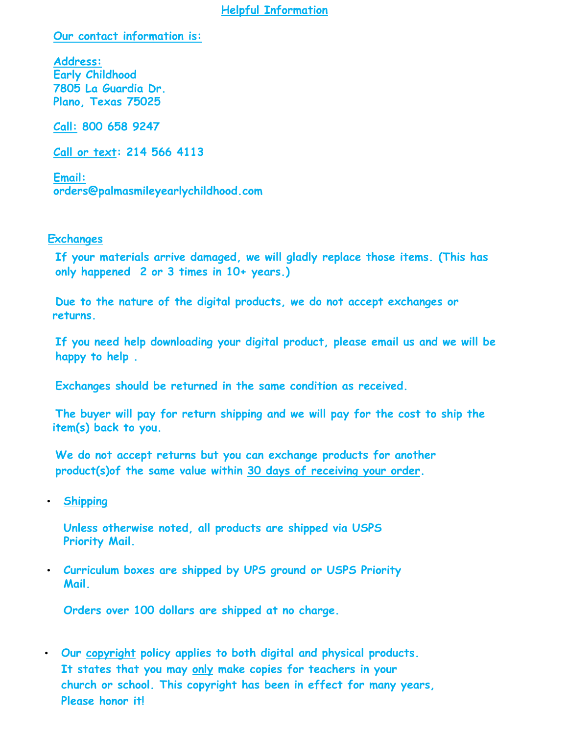# Helpful Information

**Our contact information is:**

**Address:**
Early Childhood
7805 La Guardia Dr.
Plano, Texas 75025

**Call:** 800 658 9247

**Call or text:** 214 566 4113

**Email:**
orders@palmasmileyearlychildhood.com

## Exchanges

If your materials arrive damaged, we will gladly replace those items. (This has only happened 2 or 3 times in 10+ years.)

Due to the nature of the digital products, we do not accept exchanges or returns.

If you need help downloading your digital product, please email us and we will be happy to help .

Exchanges should be returned in the same condition as received.

The buyer will pay for return shipping and we will pay for the cost to ship the item(s) back to you.

We do not accept returns but you can exchange products for another product(s)of the same value within 30 days of receiving your order.

- **Shipping**

  Unless otherwise noted, all products are shipped via USPS Priority Mail.

- Curriculum boxes are shipped by UPS ground or USPS Priority Mail.

  Orders over 100 dollars are shipped at no charge.

- Our copyright policy applies to both digital and physical products. It states that you may only make copies for teachers in your church or school. This copyright has been in effect for many years, Please honor it!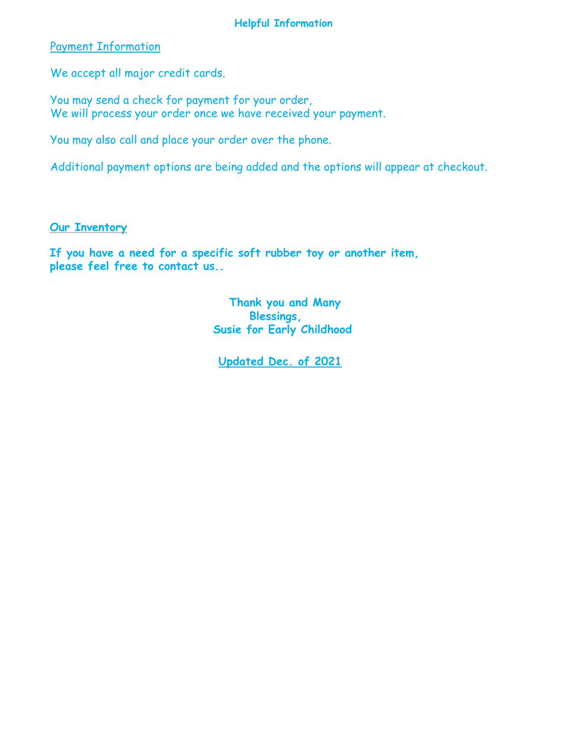## Helpful Information

Payment Information

We accept all major credit cards.

You may send a check for payment for your order,
We will process your order once we have received your payment.

You may also call and place your order over the phone.

Additional payment options are being added and the options will appear at checkout.

**Our Inventory**

**If you have a need for a specific soft rubber toy or another item, please feel free to contact us..**

**Thank you and Many Blessings,**
**Susie for Early Childhood**

**Updated Dec. of 2021**